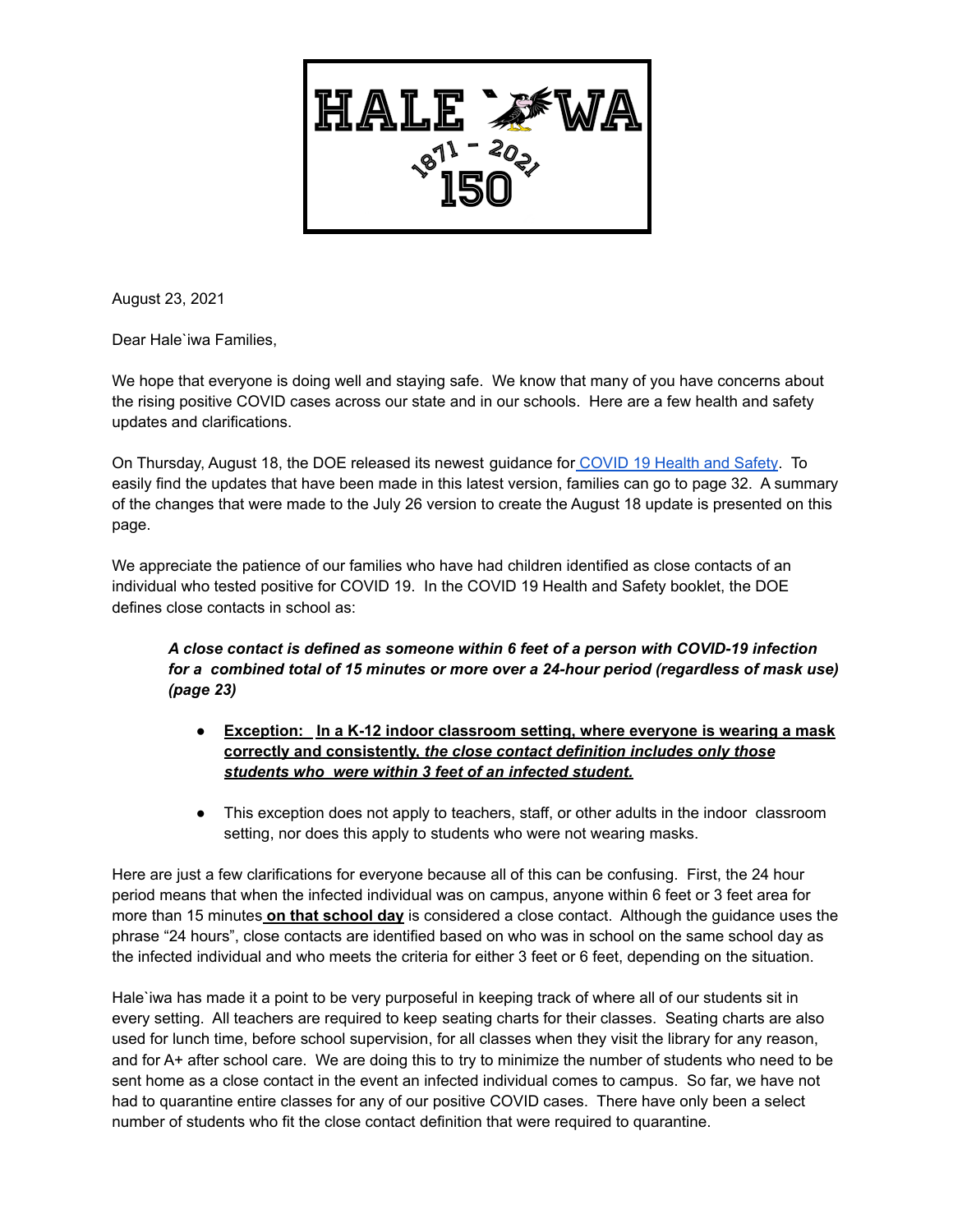HALE `IWA
1871 - 2021
150

August 23, 2021

Dear Hale`iwa Families,

We hope that everyone is doing well and staying safe. We know that many of you have concerns about the rising positive COVID cases across our state and in our schools. Here are a few health and safety updates and clarifications.

On Thursday, August 18, the DOE released its newest guidance for COVID 19 Health and Safety. To easily find the updates that have been made in this latest version, families can go to page 32. A summary of the changes that were made to the July 26 version to create the August 18 update is presented on this page.

We appreciate the patience of our families who have had children identified as close contacts of an individual who tested positive for COVID 19. In the COVID 19 Health and Safety booklet, the DOE defines close contacts in school as:

> ***A close contact is defined as someone within 6 feet of a person with COVID-19 infection for a combined total of 15 minutes or more over a 24-hour period (regardless of mask use) (page 23)***
>
> - **Exception: In a K-12 indoor classroom setting, where everyone is wearing a mask correctly and consistently, *the close contact definition includes only those students who were within 3 feet of an infected student.***
> - This exception does not apply to teachers, staff, or other adults in the indoor classroom setting, nor does this apply to students who were not wearing masks.

Here are just a few clarifications for everyone because all of this can be confusing. First, the 24 hour period means that when the infected individual was on campus, anyone within 6 feet or 3 feet area for more than 15 minutes **on that school day** is considered a close contact. Although the guidance uses the phrase "24 hours", close contacts are identified based on who was in school on the same school day as the infected individual and who meets the criteria for either 3 feet or 6 feet, depending on the situation.

Hale`iwa has made it a point to be very purposeful in keeping track of where all of our students sit in every setting. All teachers are required to keep seating charts for their classes. Seating charts are also used for lunch time, before school supervision, for all classes when they visit the library for any reason, and for A+ after school care. We are doing this to try to minimize the number of students who need to be sent home as a close contact in the event an infected individual comes to campus. So far, we have not had to quarantine entire classes for any of our positive COVID cases. There have only been a select number of students who fit the close contact definition that were required to quarantine.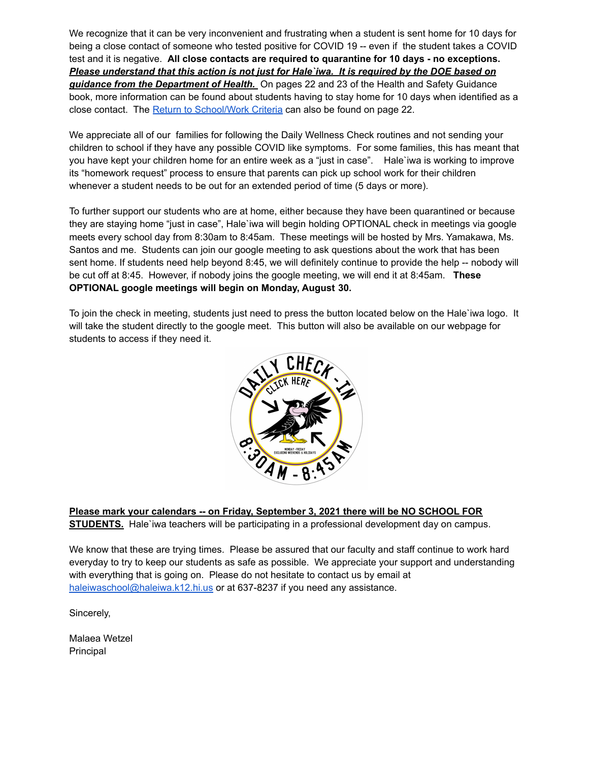We recognize that it can be very inconvenient and frustrating when a student is sent home for 10 days for being a close contact of someone who tested positive for COVID 19 -- even if the student takes a COVID test and it is negative. **All close contacts are required to quarantine for 10 days - no exceptions.** ***Please understand that this action is not just for Hale`iwa. It is required by the DOE based on guidance from the Department of Health.*** On pages 22 and 23 of the Health and Safety Guidance book, more information can be found about students having to stay home for 10 days when identified as a close contact. The [Return to School/Work Criteria] can also be found on page 22.

We appreciate all of our families for following the Daily Wellness Check routines and not sending your children to school if they have any possible COVID like symptoms. For some families, this has meant that you have kept your children home for an entire week as a "just in case". Hale`iwa is working to improve its "homework request" process to ensure that parents can pick up school work for their children whenever a student needs to be out for an extended period of time (5 days or more).

To further support our students who are at home, either because they have been quarantined or because they are staying home "just in case", Hale`iwa will begin holding OPTIONAL check in meetings via google meets every school day from 8:30am to 8:45am. These meetings will be hosted by Mrs. Yamakawa, Ms. Santos and me. Students can join our google meeting to ask questions about the work that has been sent home. If students need help beyond 8:45, we will definitely continue to provide the help -- nobody will be cut off at 8:45. However, if nobody joins the google meeting, we will end it at 8:45am. **These OPTIONAL google meetings will begin on Monday, August 30.**

To join the check in meeting, students just need to press the button located below on the Hale`iwa logo. It will take the student directly to the google meet. This button will also be available on our webpage for students to access if they need it.

DAILY CHECK-IN
CLICK HERE
MONDAY-FRIDAY EXCLUDING WEEKENDS & HOLIDAYS
8:30AM - 8:45AM

**Please mark your calendars -- on Friday, September 3, 2021 there will be NO SCHOOL FOR STUDENTS.** Hale`iwa teachers will be participating in a professional development day on campus.

We know that these are trying times. Please be assured that our faculty and staff continue to work hard everyday to try to keep our students as safe as possible. We appreciate your support and understanding with everything that is going on. Please do not hesitate to contact us by email at haleiwaschool@haleiwa.k12.hi.us or at 637-8237 if you need any assistance.

Sincerely,

Malaea Wetzel
Principal